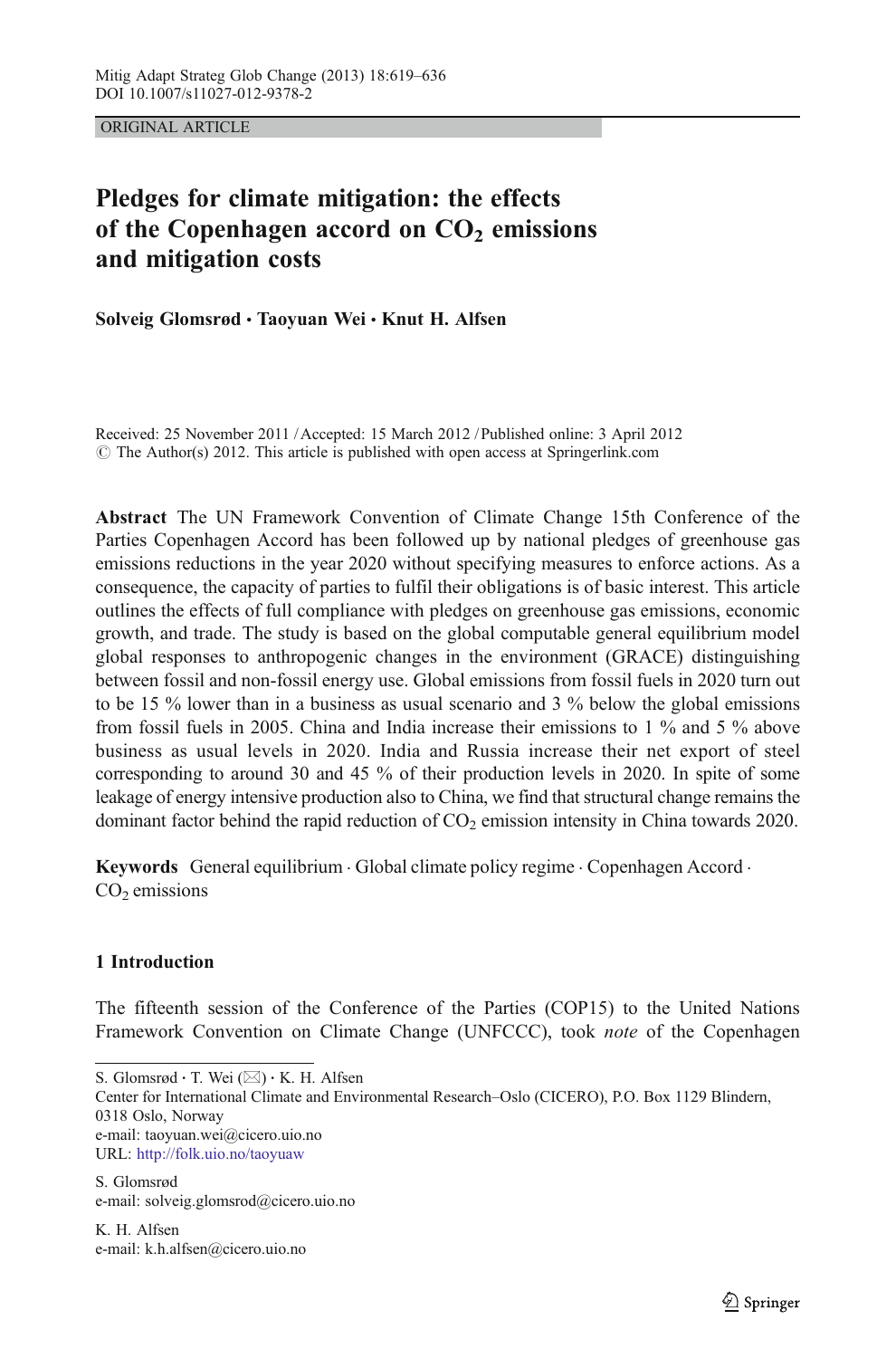ORIGINAL ARTICLE

# Pledges for climate mitigation: the effects of the Copenhagen accord on $CO_2$ emissions and mitigation costs

**Solveig Glomsrød · Taoyuan Wei · Knut H. Alfsen**

Received: 25 November 2011 / Accepted: 15 March 2012 / Published online: 3 April 2012
© The Author(s) 2012. This article is published with open access at Springerlink.com

**Abstract** The UN Framework Convention of Climate Change 15th Conference of the Parties Copenhagen Accord has been followed up by national pledges of greenhouse gas emissions reductions in the year 2020 without specifying measures to enforce actions. As a consequence, the capacity of parties to fulfil their obligations is of basic interest. This article outlines the effects of full compliance with pledges on greenhouse gas emissions, economic growth, and trade. The study is based on the global computable general equilibrium model global responses to anthropogenic changes in the environment (GRACE) distinguishing between fossil and non-fossil energy use. Global emissions from fossil fuels in 2020 turn out to be 15 % lower than in a business as usual scenario and 3 % below the global emissions from fossil fuels in 2005. China and India increase their emissions to 1 % and 5 % above business as usual levels in 2020. India and Russia increase their net export of steel corresponding to around 30 and 45 % of their production levels in 2020. In spite of some leakage of energy intensive production also to China, we find that structural change remains the dominant factor behind the rapid reduction of $CO_2$ emission intensity in China towards 2020.

**Keywords** General equilibrium · Global climate policy regime · Copenhagen Accord · $CO_2$ emissions

## 1 Introduction

The fifteenth session of the Conference of the Parties (COP15) to the United Nations Framework Convention on Climate Change (UNFCCC), took *note* of the Copenhagen

---

S. Glomsrød · T. Wei (✉) · K. H. Alfsen
Center for International Climate and Environmental Research–Oslo (CICERO), P.O. Box 1129 Blindern, 0318 Oslo, Norway
e-mail: taoyuan.wei@cicero.uio.no
URL: http://folk.uio.no/taoyuaw

S. Glomsrød
e-mail: solveig.glomsrod@cicero.uio.no

K. H. Alfsen
e-mail: k.h.alfsen@cicero.uio.no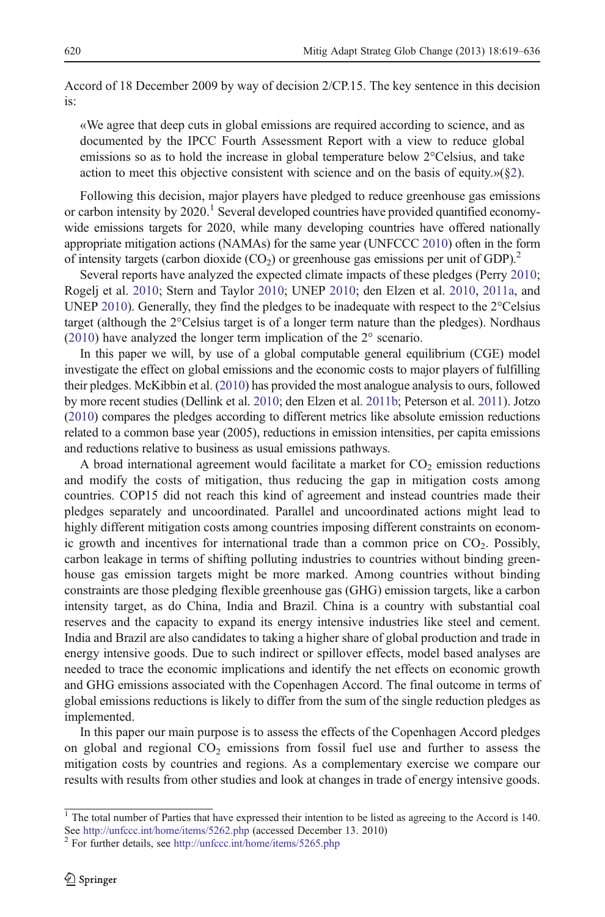Accord of 18 December 2009 by way of decision 2/CP.15. The key sentence in this decision is:

> «We agree that deep cuts in global emissions are required according to science, and as documented by the IPCC Fourth Assessment Report with a view to reduce global emissions so as to hold the increase in global temperature below 2°Celsius, and take action to meet this objective consistent with science and on the basis of equity.»(§2).

Following this decision, major players have pledged to reduce greenhouse gas emissions or carbon intensity by 2020.[1] Several developed countries have provided quantified economy-wide emissions targets for 2020, while many developing countries have offered nationally appropriate mitigation actions (NAMAs) for the same year (UNFCCC 2010) often in the form of intensity targets (carbon dioxide ($CO_2$) or greenhouse gas emissions per unit of GDP).[2]

Several reports have analyzed the expected climate impacts of these pledges (Perry 2010; Rogelj et al. 2010; Stern and Taylor 2010; UNEP 2010; den Elzen et al. 2010, 2011a, and UNEP 2010). Generally, they find the pledges to be inadequate with respect to the 2°Celsius target (although the 2°Celsius target is of a longer term nature than the pledges). Nordhaus (2010) have analyzed the longer term implication of the 2° scenario.

In this paper we will, by use of a global computable general equilibrium (CGE) model investigate the effect on global emissions and the economic costs to major players of fulfilling their pledges. McKibbin et al. (2010) has provided the most analogue analysis to ours, followed by more recent studies (Dellink et al. 2010; den Elzen et al. 2011b; Peterson et al. 2011). Jotzo (2010) compares the pledges according to different metrics like absolute emission reductions related to a common base year (2005), reductions in emission intensities, per capita emissions and reductions relative to business as usual emissions pathways.

A broad international agreement would facilitate a market for $CO_2$ emission reductions and modify the costs of mitigation, thus reducing the gap in mitigation costs among countries. COP15 did not reach this kind of agreement and instead countries made their pledges separately and uncoordinated. Parallel and uncoordinated actions might lead to highly different mitigation costs among countries imposing different constraints on economic growth and incentives for international trade than a common price on $CO_2$. Possibly, carbon leakage in terms of shifting polluting industries to countries without binding greenhouse gas emission targets might be more marked. Among countries without binding constraints are those pledging flexible greenhouse gas (GHG) emission targets, like a carbon intensity target, as do China, India and Brazil. China is a country with substantial coal reserves and the capacity to expand its energy intensive industries like steel and cement. India and Brazil are also candidates to taking a higher share of global production and trade in energy intensive goods. Due to such indirect or spillover effects, model based analyses are needed to trace the economic implications and identify the net effects on economic growth and GHG emissions associated with the Copenhagen Accord. The final outcome in terms of global emissions reductions is likely to differ from the sum of the single reduction pledges as implemented.

In this paper our main purpose is to assess the effects of the Copenhagen Accord pledges on global and regional $CO_2$ emissions from fossil fuel use and further to assess the mitigation costs by countries and regions. As a complementary exercise we compare our results with results from other studies and look at changes in trade of energy intensive goods.

---

[1] The total number of Parties that have expressed their intention to be listed as agreeing to the Accord is 140. See http://unfccc.int/home/items/5262.php (accessed December 13. 2010)

[2] For further details, see http://unfccc.int/home/items/5265.php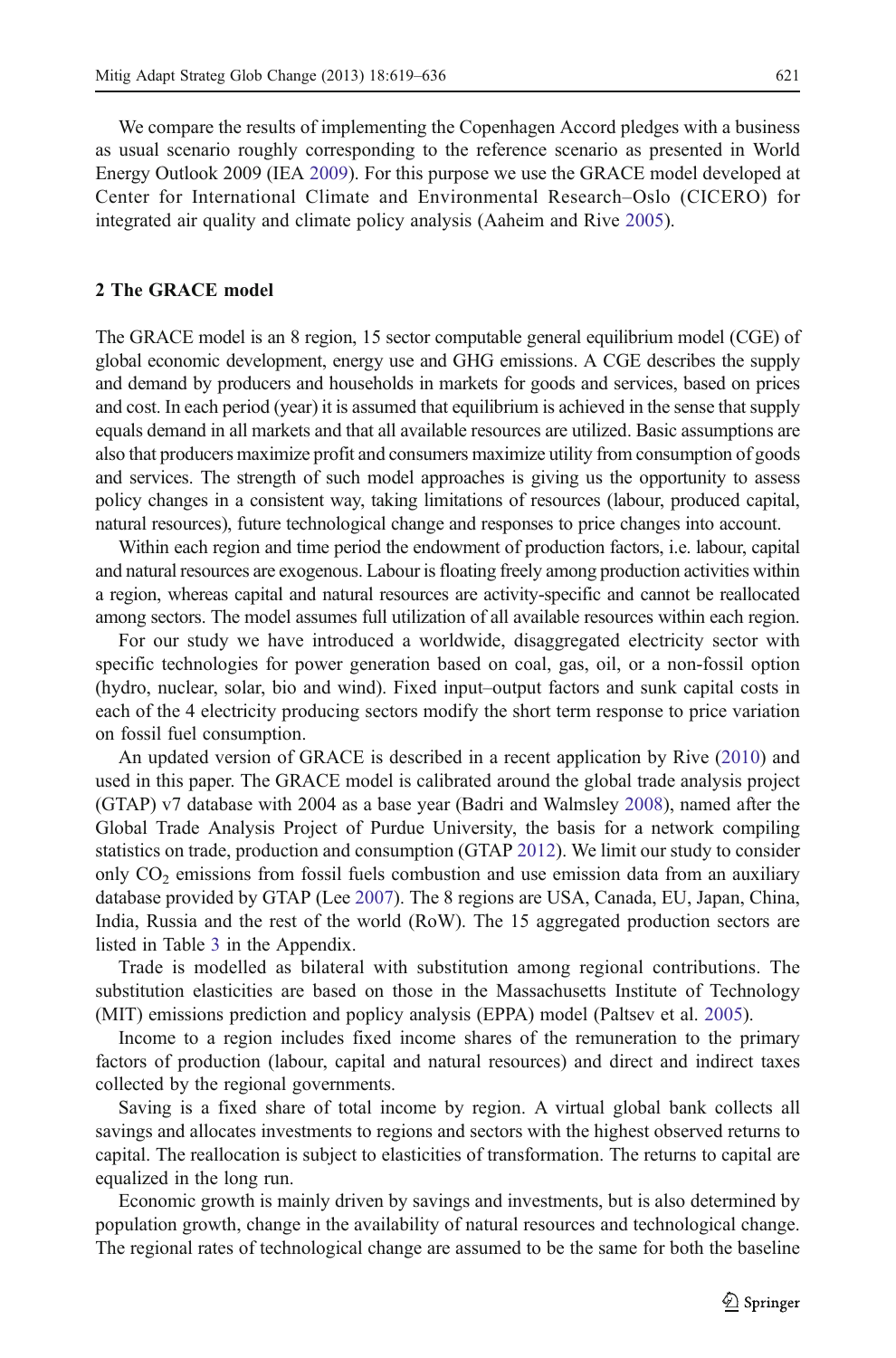We compare the results of implementing the Copenhagen Accord pledges with a business as usual scenario roughly corresponding to the reference scenario as presented in World Energy Outlook 2009 (IEA 2009). For this purpose we use the GRACE model developed at Center for International Climate and Environmental Research–Oslo (CICERO) for integrated air quality and climate policy analysis (Aaheim and Rive 2005).

## 2 The GRACE model

The GRACE model is an 8 region, 15 sector computable general equilibrium model (CGE) of global economic development, energy use and GHG emissions. A CGE describes the supply and demand by producers and households in markets for goods and services, based on prices and cost. In each period (year) it is assumed that equilibrium is achieved in the sense that supply equals demand in all markets and that all available resources are utilized. Basic assumptions are also that producers maximize profit and consumers maximize utility from consumption of goods and services. The strength of such model approaches is giving us the opportunity to assess policy changes in a consistent way, taking limitations of resources (labour, produced capital, natural resources), future technological change and responses to price changes into account.

Within each region and time period the endowment of production factors, i.e. labour, capital and natural resources are exogenous. Labour is floating freely among production activities within a region, whereas capital and natural resources are activity-specific and cannot be reallocated among sectors. The model assumes full utilization of all available resources within each region.

For our study we have introduced a worldwide, disaggregated electricity sector with specific technologies for power generation based on coal, gas, oil, or a non-fossil option (hydro, nuclear, solar, bio and wind). Fixed input–output factors and sunk capital costs in each of the 4 electricity producing sectors modify the short term response to price variation on fossil fuel consumption.

An updated version of GRACE is described in a recent application by Rive (2010) and used in this paper. The GRACE model is calibrated around the global trade analysis project (GTAP) v7 database with 2004 as a base year (Badri and Walmsley 2008), named after the Global Trade Analysis Project of Purdue University, the basis for a network compiling statistics on trade, production and consumption (GTAP 2012). We limit our study to consider only $CO_2$ emissions from fossil fuels combustion and use emission data from an auxiliary database provided by GTAP (Lee 2007). The 8 regions are USA, Canada, EU, Japan, China, India, Russia and the rest of the world (RoW). The 15 aggregated production sectors are listed in Table 3 in the Appendix.

Trade is modelled as bilateral with substitution among regional contributions. The substitution elasticities are based on those in the Massachusetts Institute of Technology (MIT) emissions prediction and poplicy analysis (EPPA) model (Paltsev et al. 2005).

Income to a region includes fixed income shares of the remuneration to the primary factors of production (labour, capital and natural resources) and direct and indirect taxes collected by the regional governments.

Saving is a fixed share of total income by region. A virtual global bank collects all savings and allocates investments to regions and sectors with the highest observed returns to capital. The reallocation is subject to elasticities of transformation. The returns to capital are equalized in the long run.

Economic growth is mainly driven by savings and investments, but is also determined by population growth, change in the availability of natural resources and technological change. The regional rates of technological change are assumed to be the same for both the baseline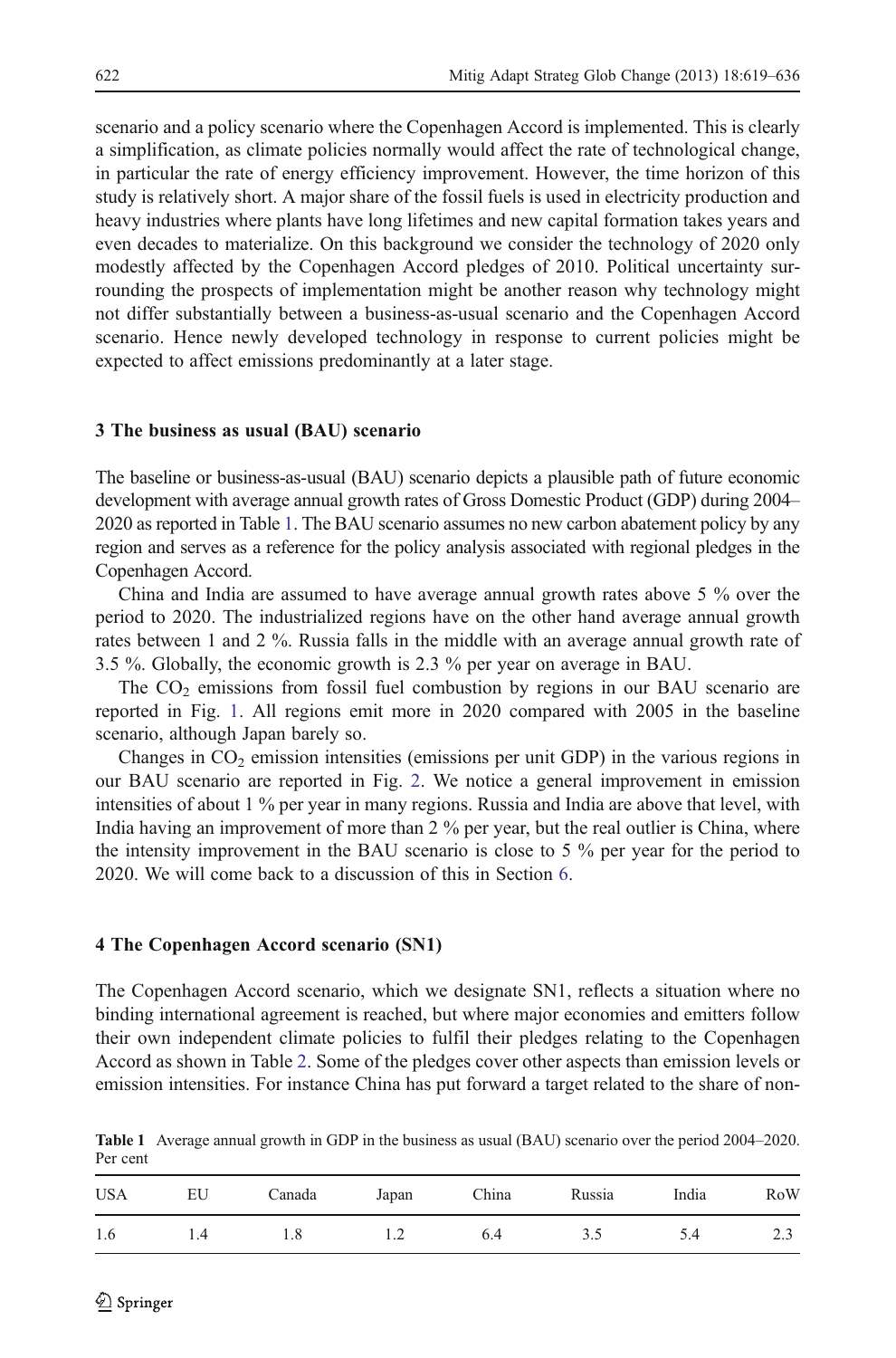scenario and a policy scenario where the Copenhagen Accord is implemented. This is clearly a simplification, as climate policies normally would affect the rate of technological change, in particular the rate of energy efficiency improvement. However, the time horizon of this study is relatively short. A major share of the fossil fuels is used in electricity production and heavy industries where plants have long lifetimes and new capital formation takes years and even decades to materialize. On this background we consider the technology of 2020 only modestly affected by the Copenhagen Accord pledges of 2010. Political uncertainty surrounding the prospects of implementation might be another reason why technology might not differ substantially between a business-as-usual scenario and the Copenhagen Accord scenario. Hence newly developed technology in response to current policies might be expected to affect emissions predominantly at a later stage.

## 3 The business as usual (BAU) scenario

The baseline or business-as-usual (BAU) scenario depicts a plausible path of future economic development with average annual growth rates of Gross Domestic Product (GDP) during 2004–2020 as reported in Table 1. The BAU scenario assumes no new carbon abatement policy by any region and serves as a reference for the policy analysis associated with regional pledges in the Copenhagen Accord.

China and India are assumed to have average annual growth rates above 5 % over the period to 2020. The industrialized regions have on the other hand average annual growth rates between 1 and 2 %. Russia falls in the middle with an average annual growth rate of 3.5 %. Globally, the economic growth is 2.3 % per year on average in BAU.

The $CO_2$ emissions from fossil fuel combustion by regions in our BAU scenario are reported in Fig. 1. All regions emit more in 2020 compared with 2005 in the baseline scenario, although Japan barely so.

Changes in $CO_2$ emission intensities (emissions per unit GDP) in the various regions in our BAU scenario are reported in Fig. 2. We notice a general improvement in emission intensities of about 1 % per year in many regions. Russia and India are above that level, with India having an improvement of more than 2 % per year, but the real outlier is China, where the intensity improvement in the BAU scenario is close to 5 % per year for the period to 2020. We will come back to a discussion of this in Section 6.

## 4 The Copenhagen Accord scenario (SN1)

The Copenhagen Accord scenario, which we designate SN1, reflects a situation where no binding international agreement is reached, but where major economies and emitters follow their own independent climate policies to fulfil their pledges relating to the Copenhagen Accord as shown in Table 2. Some of the pledges cover other aspects than emission levels or emission intensities. For instance China has put forward a target related to the share of non-

**Table 1** Average annual growth in GDP in the business as usual (BAU) scenario over the period 2004–2020. Per cent

| USA | EU | Canada | Japan | China | Russia | India | RoW |
|---|---|---|---|---|---|---|---|
| 1.6 | 1.4 | 1.8 | 1.2 | 6.4 | 3.5 | 5.4 | 2.3 |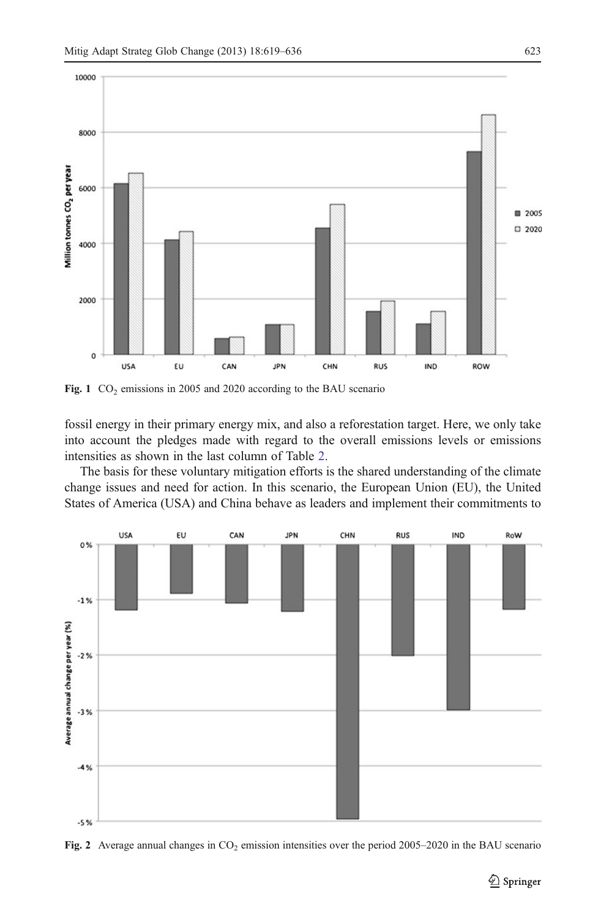Fig. 1 $CO_2$ emissions in 2005 and 2020 according to the BAU scenario

fossil energy in their primary energy mix, and also a reforestation target. Here, we only take into account the pledges made with regard to the overall emissions levels or emissions intensities as shown in the last column of Table 2.

The basis for these voluntary mitigation efforts is the shared understanding of the climate change issues and need for action. In this scenario, the European Union (EU), the United States of America (USA) and China behave as leaders and implement their commitments to

Fig. 2 Average annual changes in $CO_2$ emission intensities over the period 2005–2020 in the BAU scenario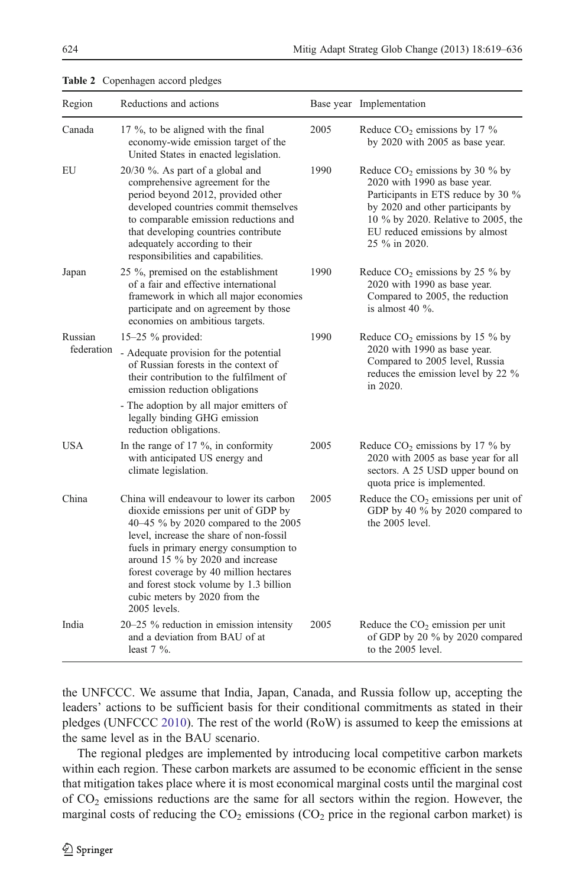**Table 2** Copenhagen accord pledges

| Region | Reductions and actions | Base year | Implementation |
| --- | --- | --- | --- |
| Canada | 17 %, to be aligned with the final economy-wide emission target of the United States in enacted legislation. | 2005 | Reduce $CO_2$ emissions by 17 % by 2020 with 2005 as base year. |
| EU | 20/30 %. As part of a global and comprehensive agreement for the period beyond 2012, provided other developed countries commit themselves to comparable emission reductions and that developing countries contribute adequately according to their responsibilities and capabilities. | 1990 | Reduce $CO_2$ emissions by 30 % by 2020 with 1990 as base year. Participants in ETS reduce by 30 % by 2020 and other participants by 10 % by 2020. Relative to 2005, the EU reduced emissions by almost 25 % in 2020. |
| Japan | 25 %, premised on the establishment of a fair and effective international framework in which all major economies participate and on agreement by those economies on ambitious targets. | 1990 | Reduce $CO_2$ emissions by 25 % by 2020 with 1990 as base year. Compared to 2005, the reduction is almost 40 %. |
| Russian federation | 15–25 % provided:<br>- Adequate provision for the potential of Russian forests in the context of their contribution to the fulfilment of emission reduction obligations<br>- The adoption by all major emitters of legally binding GHG emission reduction obligations. | 1990 | Reduce $CO_2$ emissions by 15 % by 2020 with 1990 as base year. Compared to 2005 level, Russia reduces the emission level by 22 % in 2020. |
| USA | In the range of 17 %, in conformity with anticipated US energy and climate legislation. | 2005 | Reduce $CO_2$ emissions by 17 % by 2020 with 2005 as base year for all sectors. A 25 USD upper bound on quota price is implemented. |
| China | China will endeavour to lower its carbon dioxide emissions per unit of GDP by 40–45 % by 2020 compared to the 2005 level, increase the share of non-fossil fuels in primary energy consumption to around 15 % by 2020 and increase forest coverage by 40 million hectares and forest stock volume by 1.3 billion cubic meters by 2020 from the 2005 levels. | 2005 | Reduce the $CO_2$ emissions per unit of GDP by 40 % by 2020 compared to the 2005 level. |
| India | 20–25 % reduction in emission intensity and a deviation from BAU of at least 7 %. | 2005 | Reduce the $CO_2$ emission per unit of GDP by 20 % by 2020 compared to the 2005 level. |

the UNFCCC. We assume that India, Japan, Canada, and Russia follow up, accepting the leaders' actions to be sufficient basis for their conditional commitments as stated in their pledges (UNFCCC 2010). The rest of the world (RoW) is assumed to keep the emissions at the same level as in the BAU scenario.

The regional pledges are implemented by introducing local competitive carbon markets within each region. These carbon markets are assumed to be economic efficient in the sense that mitigation takes place where it is most economical marginal costs until the marginal cost of $CO_2$ emissions reductions are the same for all sectors within the region. However, the marginal costs of reducing the $CO_2$ emissions ($CO_2$ price in the regional carbon market) is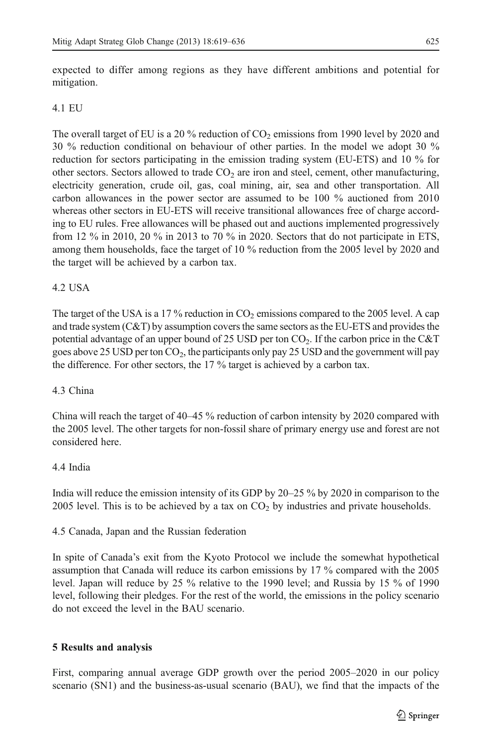expected to differ among regions as they have different ambitions and potential for mitigation.

### 4.1 EU

The overall target of EU is a 20 % reduction of $CO_2$ emissions from 1990 level by 2020 and 30 % reduction conditional on behaviour of other parties. In the model we adopt 30 % reduction for sectors participating in the emission trading system (EU-ETS) and 10 % for other sectors. Sectors allowed to trade $CO_2$ are iron and steel, cement, other manufacturing, electricity generation, crude oil, gas, coal mining, air, sea and other transportation. All carbon allowances in the power sector are assumed to be 100 % auctioned from 2010 whereas other sectors in EU-ETS will receive transitional allowances free of charge according to EU rules. Free allowances will be phased out and auctions implemented progressively from 12 % in 2010, 20 % in 2013 to 70 % in 2020. Sectors that do not participate in ETS, among them households, face the target of 10 % reduction from the 2005 level by 2020 and the target will be achieved by a carbon tax.

### 4.2 USA

The target of the USA is a 17 % reduction in $CO_2$ emissions compared to the 2005 level. A cap and trade system (C&T) by assumption covers the same sectors as the EU-ETS and provides the potential advantage of an upper bound of 25 USD per ton $CO_2$. If the carbon price in the C&T goes above 25 USD per ton $CO_2$, the participants only pay 25 USD and the government will pay the difference. For other sectors, the 17 % target is achieved by a carbon tax.

### 4.3 China

China will reach the target of 40–45 % reduction of carbon intensity by 2020 compared with the 2005 level. The other targets for non-fossil share of primary energy use and forest are not considered here.

### 4.4 India

India will reduce the emission intensity of its GDP by 20–25 % by 2020 in comparison to the 2005 level. This is to be achieved by a tax on $CO_2$ by industries and private households.

### 4.5 Canada, Japan and the Russian federation

In spite of Canada's exit from the Kyoto Protocol we include the somewhat hypothetical assumption that Canada will reduce its carbon emissions by 17 % compared with the 2005 level. Japan will reduce by 25 % relative to the 1990 level; and Russia by 15 % of 1990 level, following their pledges. For the rest of the world, the emissions in the policy scenario do not exceed the level in the BAU scenario.

## 5 Results and analysis

First, comparing annual average GDP growth over the period 2005–2020 in our policy scenario (SN1) and the business-as-usual scenario (BAU), we find that the impacts of the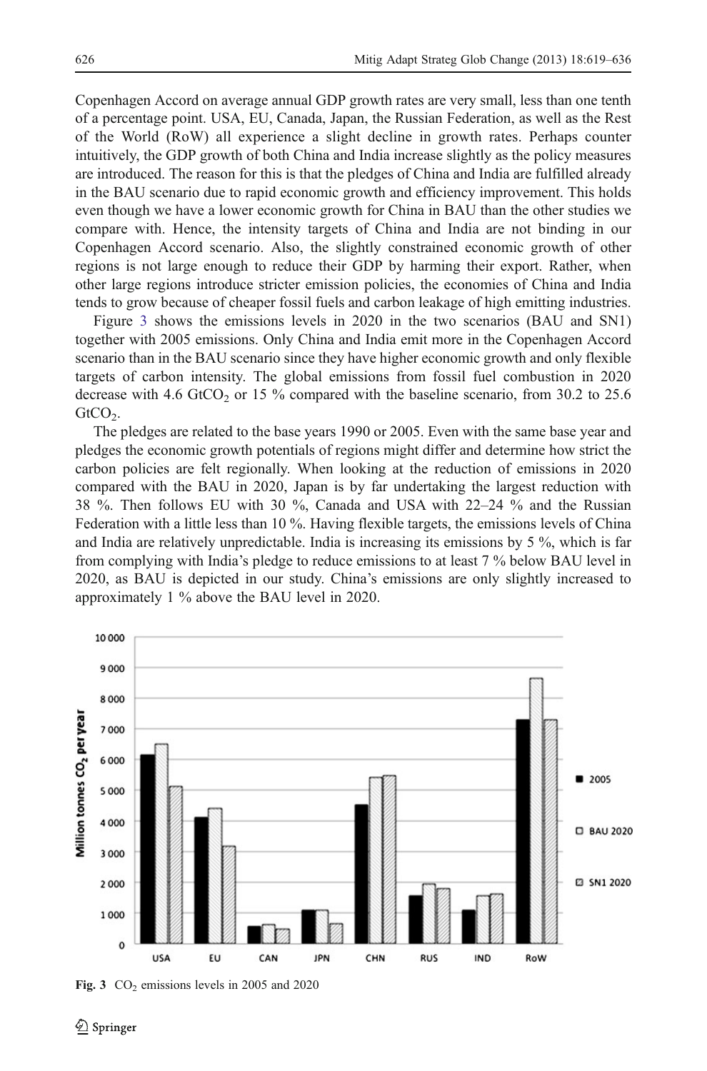Copenhagen Accord on average annual GDP growth rates are very small, less than one tenth of a percentage point. USA, EU, Canada, Japan, the Russian Federation, as well as the Rest of the World (RoW) all experience a slight decline in growth rates. Perhaps counter intuitively, the GDP growth of both China and India increase slightly as the policy measures are introduced. The reason for this is that the pledges of China and India are fulfilled already in the BAU scenario due to rapid economic growth and efficiency improvement. This holds even though we have a lower economic growth for China in BAU than the other studies we compare with. Hence, the intensity targets of China and India are not binding in our Copenhagen Accord scenario. Also, the slightly constrained economic growth of other regions is not large enough to reduce their GDP by harming their export. Rather, when other large regions introduce stricter emission policies, the economies of China and India tends to grow because of cheaper fossil fuels and carbon leakage of high emitting industries.

Figure 3 shows the emissions levels in 2020 in the two scenarios (BAU and SN1) together with 2005 emissions. Only China and India emit more in the Copenhagen Accord scenario than in the BAU scenario since they have higher economic growth and only flexible targets of carbon intensity. The global emissions from fossil fuel combustion in 2020 decrease with 4.6 $GtCO_2$ or 15 % compared with the baseline scenario, from 30.2 to 25.6 $GtCO_2$.

The pledges are related to the base years 1990 or 2005. Even with the same base year and pledges the economic growth potentials of regions might differ and determine how strict the carbon policies are felt regionally. When looking at the reduction of emissions in 2020 compared with the BAU in 2020, Japan is by far undertaking the largest reduction with 38 %. Then follows EU with 30 %, Canada and USA with 22–24 % and the Russian Federation with a little less than 10 %. Having flexible targets, the emissions levels of China and India are relatively unpredictable. India is increasing its emissions by 5 %, which is far from complying with India's pledge to reduce emissions to at least 7 % below BAU level in 2020, as BAU is depicted in our study. China's emissions are only slightly increased to approximately 1 % above the BAU level in 2020.

**Fig. 3** $CO_2$ emissions levels in 2005 and 2020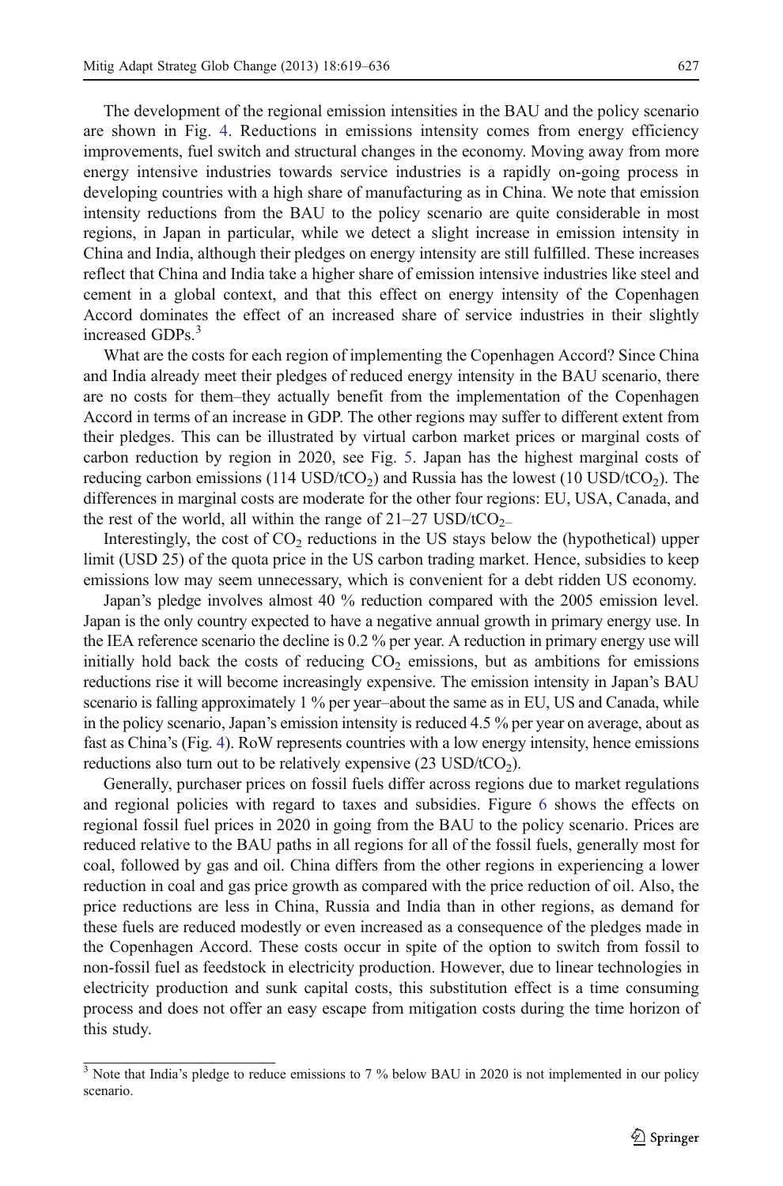The development of the regional emission intensities in the BAU and the policy scenario are shown in Fig. 4. Reductions in emissions intensity comes from energy efficiency improvements, fuel switch and structural changes in the economy. Moving away from more energy intensive industries towards service industries is a rapidly on-going process in developing countries with a high share of manufacturing as in China. We note that emission intensity reductions from the BAU to the policy scenario are quite considerable in most regions, in Japan in particular, while we detect a slight increase in emission intensity in China and India, although their pledges on energy intensity are still fulfilled. These increases reflect that China and India take a higher share of emission intensive industries like steel and cement in a global context, and that this effect on energy intensity of the Copenhagen Accord dominates the effect of an increased share of service industries in their slightly increased GDPs.[3]

What are the costs for each region of implementing the Copenhagen Accord? Since China and India already meet their pledges of reduced energy intensity in the BAU scenario, there are no costs for them–they actually benefit from the implementation of the Copenhagen Accord in terms of an increase in GDP. The other regions may suffer to different extent from their pledges. This can be illustrated by virtual carbon market prices or marginal costs of carbon reduction by region in 2020, see Fig. 5. Japan has the highest marginal costs of reducing carbon emissions (114 USD/t$CO_2$) and Russia has the lowest (10 USD/t$CO_2$). The differences in marginal costs are moderate for the other four regions: EU, USA, Canada, and the rest of the world, all within the range of 21–27 USD/t$CO_2$–

Interestingly, the cost of $CO_2$ reductions in the US stays below the (hypothetical) upper limit (USD 25) of the quota price in the US carbon trading market. Hence, subsidies to keep emissions low may seem unnecessary, which is convenient for a debt ridden US economy.

Japan's pledge involves almost 40 % reduction compared with the 2005 emission level. Japan is the only country expected to have a negative annual growth in primary energy use. In the IEA reference scenario the decline is 0.2 % per year. A reduction in primary energy use will initially hold back the costs of reducing $CO_2$ emissions, but as ambitions for emissions reductions rise it will become increasingly expensive. The emission intensity in Japan's BAU scenario is falling approximately 1 % per year–about the same as in EU, US and Canada, while in the policy scenario, Japan's emission intensity is reduced 4.5 % per year on average, about as fast as China's (Fig. 4). RoW represents countries with a low energy intensity, hence emissions reductions also turn out to be relatively expensive (23 USD/t$CO_2$).

Generally, purchaser prices on fossil fuels differ across regions due to market regulations and regional policies with regard to taxes and subsidies. Figure 6 shows the effects on regional fossil fuel prices in 2020 in going from the BAU to the policy scenario. Prices are reduced relative to the BAU paths in all regions for all of the fossil fuels, generally most for coal, followed by gas and oil. China differs from the other regions in experiencing a lower reduction in coal and gas price growth as compared with the price reduction of oil. Also, the price reductions are less in China, Russia and India than in other regions, as demand for these fuels are reduced modestly or even increased as a consequence of the pledges made in the Copenhagen Accord. These costs occur in spite of the option to switch from fossil to non-fossil fuel as feedstock in electricity production. However, due to linear technologies in electricity production and sunk capital costs, this substitution effect is a time consuming process and does not offer an easy escape from mitigation costs during the time horizon of this study.

[3] Note that India's pledge to reduce emissions to 7 % below BAU in 2020 is not implemented in our policy scenario.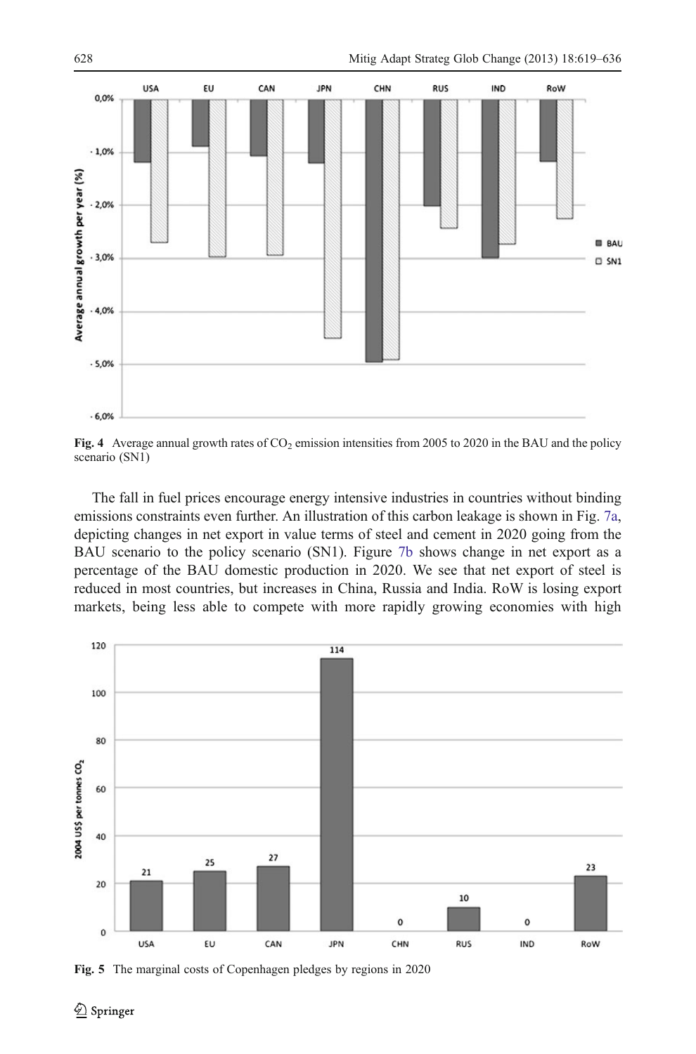**Fig. 4** Average annual growth rates of $CO_2$ emission intensities from 2005 to 2020 in the BAU and the policy scenario (SN1)

The fall in fuel prices encourage energy intensive industries in countries without binding emissions constraints even further. An illustration of this carbon leakage is shown in Fig. 7a, depicting changes in net export in value terms of steel and cement in 2020 going from the BAU scenario to the policy scenario (SN1). Figure 7b shows change in net export as a percentage of the BAU domestic production in 2020. We see that net export of steel is reduced in most countries, but increases in China, Russia and India. RoW is losing export markets, being less able to compete with more rapidly growing economies with high

**Fig. 5** The marginal costs of Copenhagen pledges by regions in 2020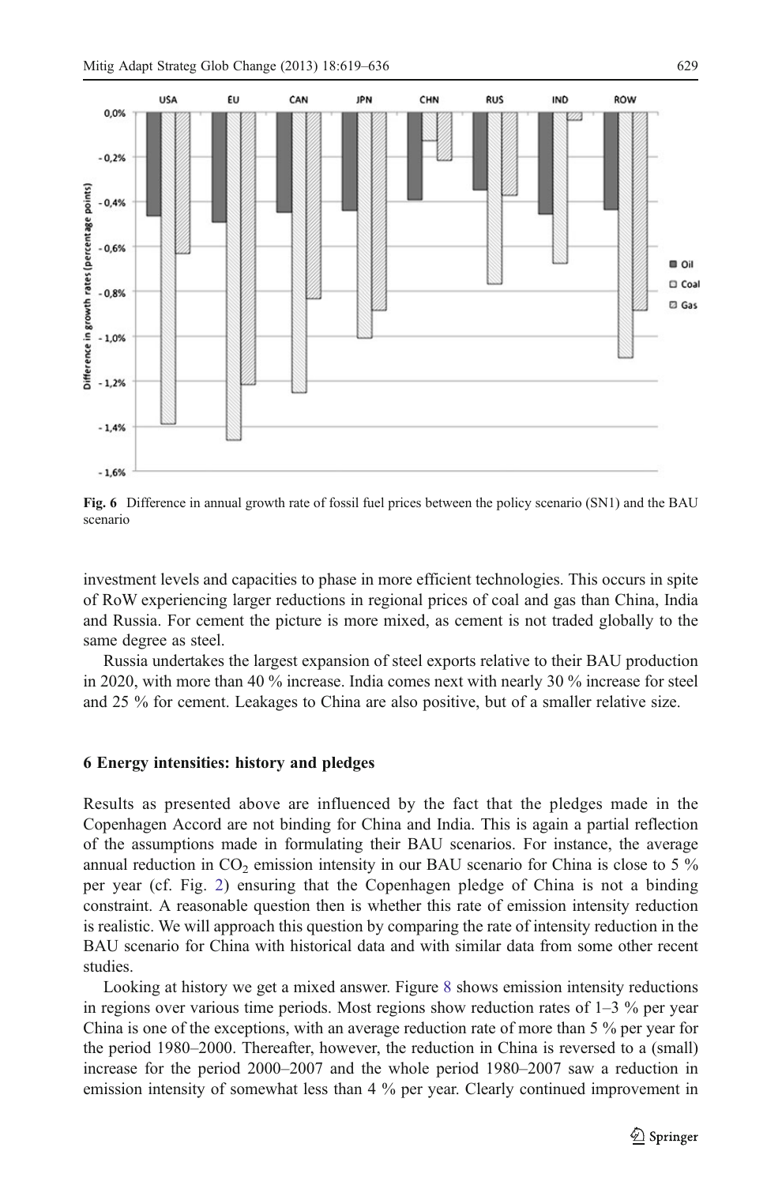Fig. 6 Difference in annual growth rate of fossil fuel prices between the policy scenario (SN1) and the BAU scenario

investment levels and capacities to phase in more efficient technologies. This occurs in spite of RoW experiencing larger reductions in regional prices of coal and gas than China, India and Russia. For cement the picture is more mixed, as cement is not traded globally to the same degree as steel.

Russia undertakes the largest expansion of steel exports relative to their BAU production in 2020, with more than 40 % increase. India comes next with nearly 30 % increase for steel and 25 % for cement. Leakages to China are also positive, but of a smaller relative size.

## 6 Energy intensities: history and pledges

Results as presented above are influenced by the fact that the pledges made in the Copenhagen Accord are not binding for China and India. This is again a partial reflection of the assumptions made in formulating their BAU scenarios. For instance, the average annual reduction in $CO_2$ emission intensity in our BAU scenario for China is close to 5 % per year (cf. Fig. 2) ensuring that the Copenhagen pledge of China is not a binding constraint. A reasonable question then is whether this rate of emission intensity reduction is realistic. We will approach this question by comparing the rate of intensity reduction in the BAU scenario for China with historical data and with similar data from some other recent studies.

Looking at history we get a mixed answer. Figure 8 shows emission intensity reductions in regions over various time periods. Most regions show reduction rates of 1–3 % per year China is one of the exceptions, with an average reduction rate of more than 5 % per year for the period 1980–2000. Thereafter, however, the reduction in China is reversed to a (small) increase for the period 2000–2007 and the whole period 1980–2007 saw a reduction in emission intensity of somewhat less than 4 % per year. Clearly continued improvement in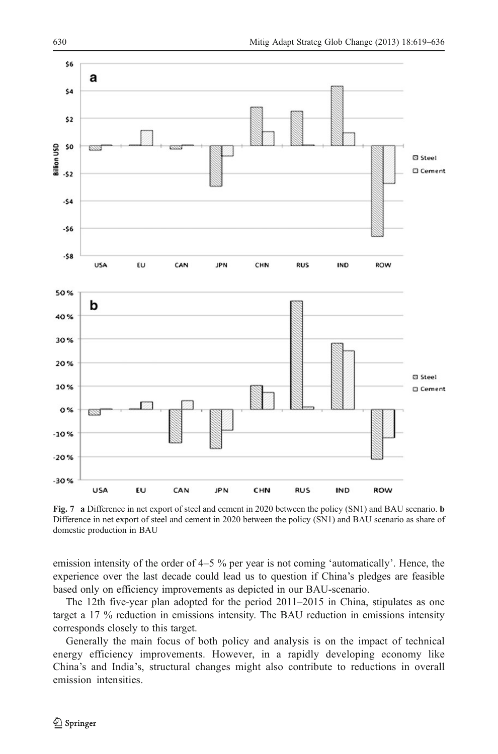Fig. 7 **a** Difference in net export of steel and cement in 2020 between the policy (SN1) and BAU scenario. **b** Difference in net export of steel and cement in 2020 between the policy (SN1) and BAU scenario as share of domestic production in BAU

emission intensity of the order of 4–5 % per year is not coming 'automatically'. Hence, the experience over the last decade could lead us to question if China's pledges are feasible based only on efficiency improvements as depicted in our BAU-scenario.

The 12th five-year plan adopted for the period 2011–2015 in China, stipulates as one target a 17 % reduction in emissions intensity. The BAU reduction in emissions intensity corresponds closely to this target.

Generally the main focus of both policy and analysis is on the impact of technical energy efficiency improvements. However, in a rapidly developing economy like China's and India's, structural changes might also contribute to reductions in overall emission intensities.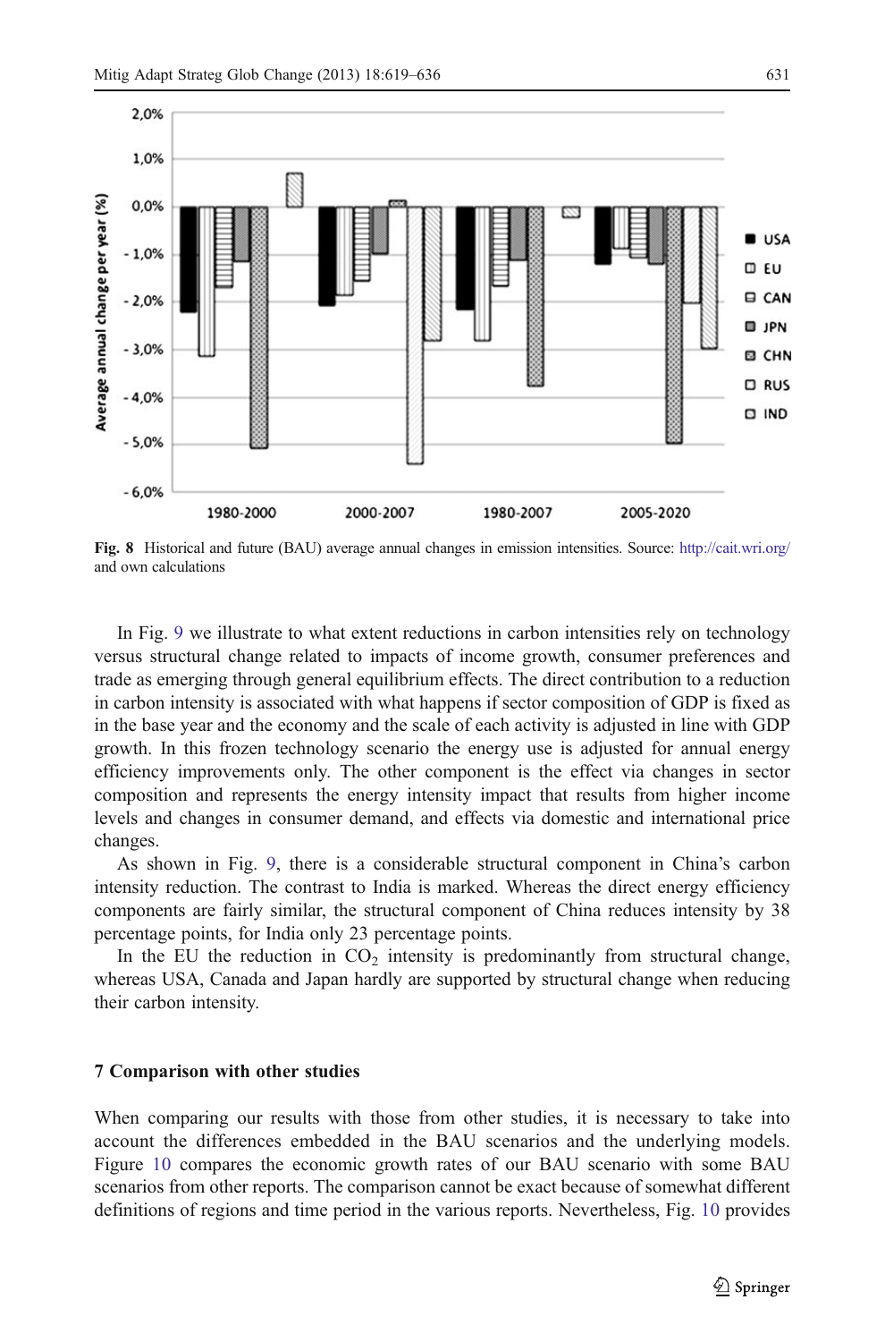Fig. 8 Historical and future (BAU) average annual changes in emission intensities. Source: http://cait.wri.org/ and own calculations

In Fig. 9 we illustrate to what extent reductions in carbon intensities rely on technology versus structural change related to impacts of income growth, consumer preferences and trade as emerging through general equilibrium effects. The direct contribution to a reduction in carbon intensity is associated with what happens if sector composition of GDP is fixed as in the base year and the economy and the scale of each activity is adjusted in line with GDP growth. In this frozen technology scenario the energy use is adjusted for annual energy efficiency improvements only. The other component is the effect via changes in sector composition and represents the energy intensity impact that results from higher income levels and changes in consumer demand, and effects via domestic and international price changes.

As shown in Fig. 9, there is a considerable structural component in China's carbon intensity reduction. The contrast to India is marked. Whereas the direct energy efficiency components are fairly similar, the structural component of China reduces intensity by 38 percentage points, for India only 23 percentage points.

In the EU the reduction in $CO_2$ intensity is predominantly from structural change, whereas USA, Canada and Japan hardly are supported by structural change when reducing their carbon intensity.

## 7 Comparison with other studies

When comparing our results with those from other studies, it is necessary to take into account the differences embedded in the BAU scenarios and the underlying models. Figure 10 compares the economic growth rates of our BAU scenario with some BAU scenarios from other reports. The comparison cannot be exact because of somewhat different definitions of regions and time period in the various reports. Nevertheless, Fig. 10 provides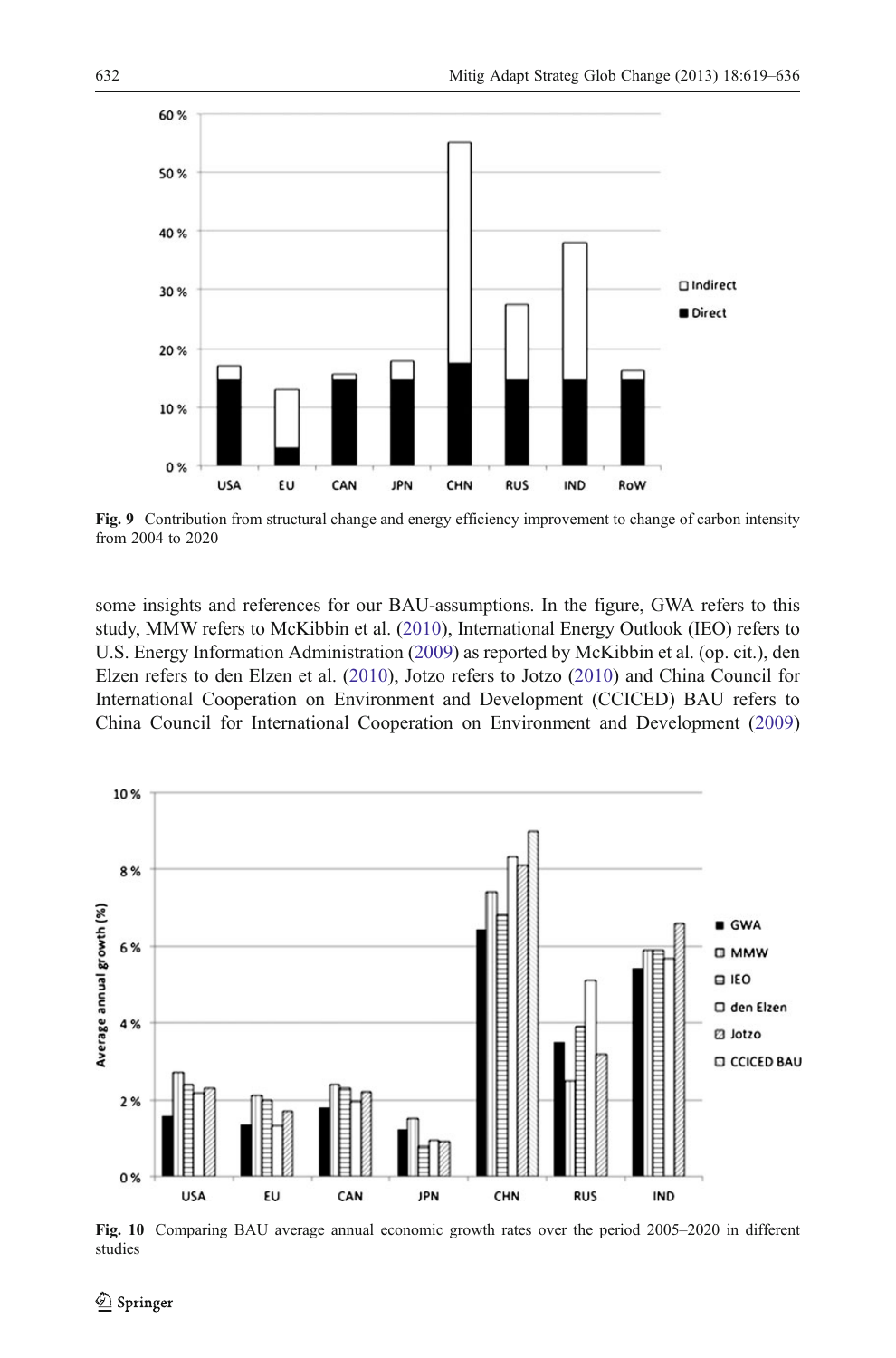Fig. 9 Contribution from structural change and energy efficiency improvement to change of carbon intensity from 2004 to 2020

some insights and references for our BAU-assumptions. In the figure, GWA refers to this study, MMW refers to McKibbin et al. (2010), International Energy Outlook (IEO) refers to U.S. Energy Information Administration (2009) as reported by McKibbin et al. (op. cit.), den Elzen refers to den Elzen et al. (2010), Jotzo refers to Jotzo (2010) and China Council for International Cooperation on Environment and Development (CCICED) BAU refers to China Council for International Cooperation on Environment and Development (2009)

Fig. 10 Comparing BAU average annual economic growth rates over the period 2005–2020 in different studies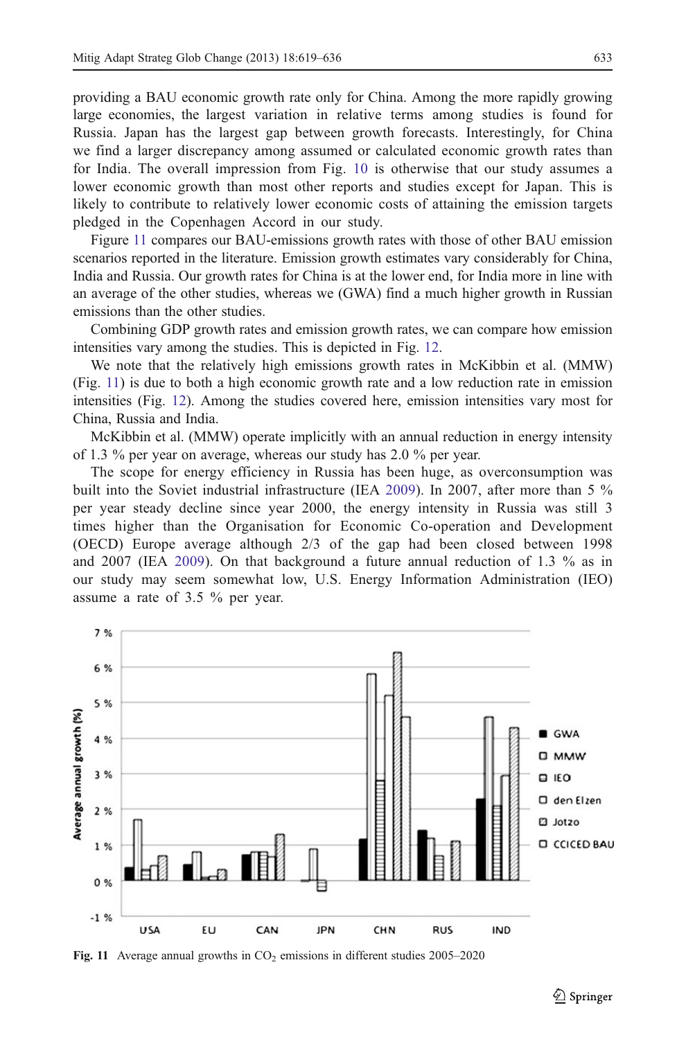providing a BAU economic growth rate only for China. Among the more rapidly growing large economies, the largest variation in relative terms among studies is found for Russia. Japan has the largest gap between growth forecasts. Interestingly, for China we find a larger discrepancy among assumed or calculated economic growth rates than for India. The overall impression from Fig. 10 is otherwise that our study assumes a lower economic growth than most other reports and studies except for Japan. This is likely to contribute to relatively lower economic costs of attaining the emission targets pledged in the Copenhagen Accord in our study.

Figure 11 compares our BAU-emissions growth rates with those of other BAU emission scenarios reported in the literature. Emission growth estimates vary considerably for China, India and Russia. Our growth rates for China is at the lower end, for India more in line with an average of the other studies, whereas we (GWA) find a much higher growth in Russian emissions than the other studies.

Combining GDP growth rates and emission growth rates, we can compare how emission intensities vary among the studies. This is depicted in Fig. 12.

We note that the relatively high emissions growth rates in McKibbin et al. (MMW) (Fig. 11) is due to both a high economic growth rate and a low reduction rate in emission intensities (Fig. 12). Among the studies covered here, emission intensities vary most for China, Russia and India.

McKibbin et al. (MMW) operate implicitly with an annual reduction in energy intensity of 1.3 % per year on average, whereas our study has 2.0 % per year.

The scope for energy efficiency in Russia has been huge, as overconsumption was built into the Soviet industrial infrastructure (IEA 2009). In 2007, after more than 5 % per year steady decline since year 2000, the energy intensity in Russia was still 3 times higher than the Organisation for Economic Co-operation and Development (OECD) Europe average although 2/3 of the gap had been closed between 1998 and 2007 (IEA 2009). On that background a future annual reduction of 1.3 % as in our study may seem somewhat low, U.S. Energy Information Administration (IEO) assume a rate of 3.5 % per year.

**Fig. 11** Average annual growths in $CO_2$ emissions in different studies 2005–2020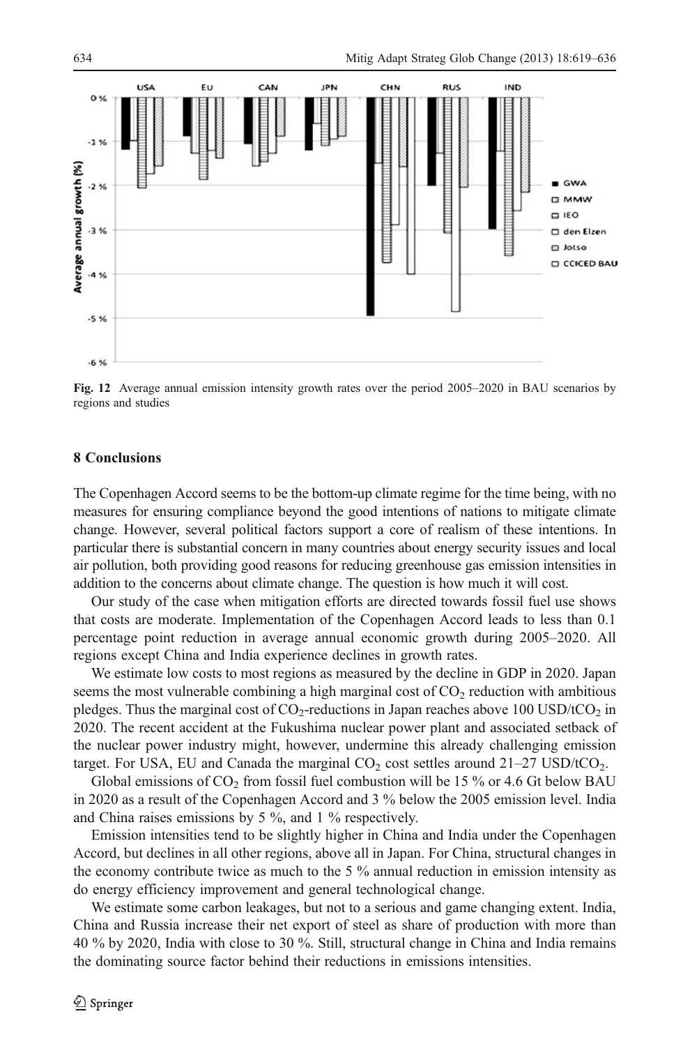Fig. 12 Average annual emission intensity growth rates over the period 2005–2020 in BAU scenarios by regions and studies

## 8 Conclusions

The Copenhagen Accord seems to be the bottom-up climate regime for the time being, with no measures for ensuring compliance beyond the good intentions of nations to mitigate climate change. However, several political factors support a core of realism of these intentions. In particular there is substantial concern in many countries about energy security issues and local air pollution, both providing good reasons for reducing greenhouse gas emission intensities in addition to the concerns about climate change. The question is how much it will cost.

Our study of the case when mitigation efforts are directed towards fossil fuel use shows that costs are moderate. Implementation of the Copenhagen Accord leads to less than 0.1 percentage point reduction in average annual economic growth during 2005–2020. All regions except China and India experience declines in growth rates.

We estimate low costs to most regions as measured by the decline in GDP in 2020. Japan seems the most vulnerable combining a high marginal cost of $CO_2$ reduction with ambitious pledges. Thus the marginal cost of $CO_2$-reductions in Japan reaches above 100 USD/t$CO_2$ in 2020. The recent accident at the Fukushima nuclear power plant and associated setback of the nuclear power industry might, however, undermine this already challenging emission target. For USA, EU and Canada the marginal $CO_2$ cost settles around 21–27 USD/t$CO_2$.

Global emissions of $CO_2$ from fossil fuel combustion will be 15 % or 4.6 Gt below BAU in 2020 as a result of the Copenhagen Accord and 3 % below the 2005 emission level. India and China raises emissions by 5 %, and 1 % respectively.

Emission intensities tend to be slightly higher in China and India under the Copenhagen Accord, but declines in all other regions, above all in Japan. For China, structural changes in the economy contribute twice as much to the 5 % annual reduction in emission intensity as do energy efficiency improvement and general technological change.

We estimate some carbon leakages, but not to a serious and game changing extent. India, China and Russia increase their net export of steel as share of production with more than 40 % by 2020, India with close to 30 %. Still, structural change in China and India remains the dominating source factor behind their reductions in emissions intensities.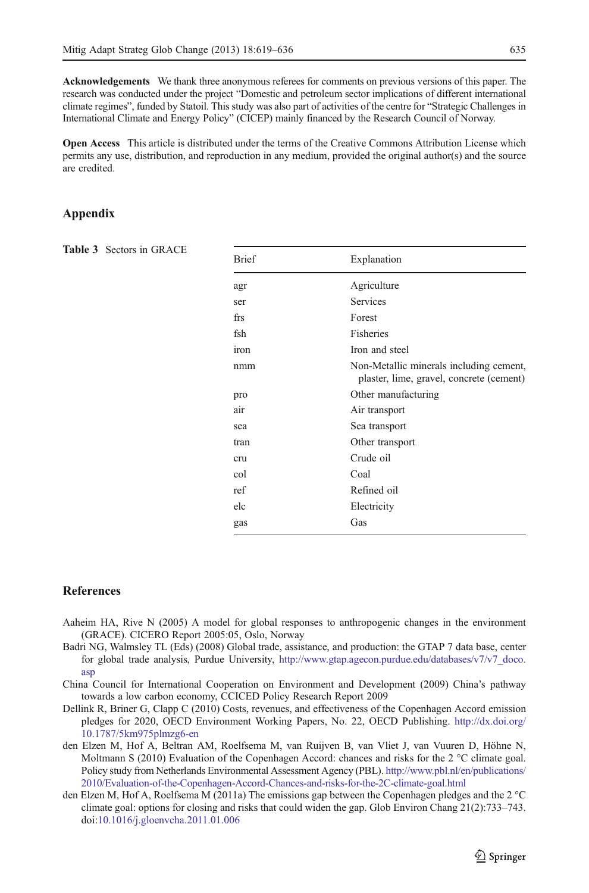**Acknowledgements** We thank three anonymous referees for comments on previous versions of this paper. The research was conducted under the project "Domestic and petroleum sector implications of different international climate regimes", funded by Statoil. This study was also part of activities of the centre for "Strategic Challenges in International Climate and Energy Policy" (CICEP) mainly financed by the Research Council of Norway.

**Open Access** This article is distributed under the terms of the Creative Commons Attribution License which permits any use, distribution, and reproduction in any medium, provided the original author(s) and the source are credited.

## Appendix

**Table 3** Sectors in GRACE

| Brief | Explanation |
|---|---|
| agr | Agriculture |
| ser | Services |
| frs | Forest |
| fsh | Fisheries |
| iron | Iron and steel |
| nmm | Non-Metallic minerals including cement, plaster, lime, gravel, concrete (cement) |
| pro | Other manufacturing |
| air | Air transport |
| sea | Sea transport |
| tran | Other transport |
| cru | Crude oil |
| col | Coal |
| ref | Refined oil |
| elc | Electricity |
| gas | Gas |

## References

Aaheim HA, Rive N (2005) A model for global responses to anthropogenic changes in the environment (GRACE). CICERO Report 2005:05, Oslo, Norway

Badri NG, Walmsley TL (Eds) (2008) Global trade, assistance, and production: the GTAP 7 data base, center for global trade analysis, Purdue University, http://www.gtap.agecon.purdue.edu/databases/v7/v7_doco.asp

China Council for International Cooperation on Environment and Development (2009) China's pathway towards a low carbon economy, CCICED Policy Research Report 2009

Dellink R, Briner G, Clapp C (2010) Costs, revenues, and effectiveness of the Copenhagen Accord emission pledges for 2020, OECD Environment Working Papers, No. 22, OECD Publishing. http://dx.doi.org/10.1787/5km975plmzg6-en

den Elzen M, Hof A, Beltran AM, Roelfsema M, van Ruijven B, van Vliet J, van Vuuren D, Höhne N, Moltmann S (2010) Evaluation of the Copenhagen Accord: chances and risks for the 2 °C climate goal. Policy study from Netherlands Environmental Assessment Agency (PBL). http://www.pbl.nl/en/publications/2010/Evaluation-of-the-Copenhagen-Accord-Chances-and-risks-for-the-2C-climate-goal.html

den Elzen M, Hof A, Roelfsema M (2011a) The emissions gap between the Copenhagen pledges and the 2 °C climate goal: options for closing and risks that could widen the gap. Glob Environ Chang 21(2):733–743. doi:10.1016/j.gloenvcha.2011.01.006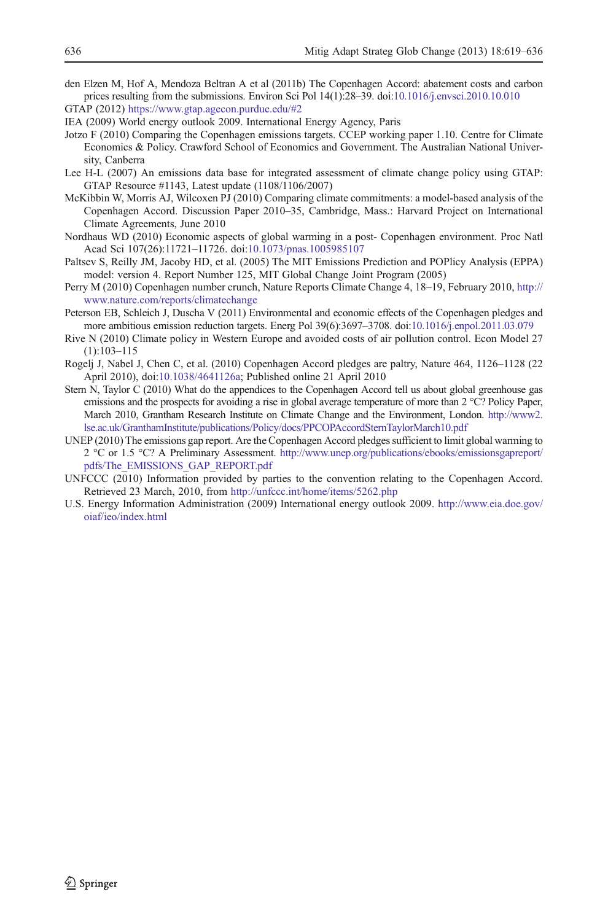den Elzen M, Hof A, Mendoza Beltran A et al (2011b) The Copenhagen Accord: abatement costs and carbon prices resulting from the submissions. Environ Sci Pol 14(1):28–39. doi:10.1016/j.envsci.2010.10.010

GTAP (2012) https://www.gtap.agecon.purdue.edu/#2

IEA (2009) World energy outlook 2009. International Energy Agency, Paris

Jotzo F (2010) Comparing the Copenhagen emissions targets. CCEP working paper 1.10. Centre for Climate Economics & Policy. Crawford School of Economics and Government. The Australian National University, Canberra

Lee H-L (2007) An emissions data base for integrated assessment of climate change policy using GTAP: GTAP Resource #1143, Latest update (1108/1106/2007)

McKibbin W, Morris AJ, Wilcoxen PJ (2010) Comparing climate commitments: a model-based analysis of the Copenhagen Accord. Discussion Paper 2010–35, Cambridge, Mass.: Harvard Project on International Climate Agreements, June 2010

Nordhaus WD (2010) Economic aspects of global warming in a post- Copenhagen environment. Proc Natl Acad Sci 107(26):11721–11726. doi:10.1073/pnas.1005985107

Paltsev S, Reilly JM, Jacoby HD, et al. (2005) The MIT Emissions Prediction and POPlicy Analysis (EPPA) model: version 4. Report Number 125, MIT Global Change Joint Program (2005)

Perry M (2010) Copenhagen number crunch, Nature Reports Climate Change 4, 18–19, February 2010, http://www.nature.com/reports/climatechange

Peterson EB, Schleich J, Duscha V (2011) Environmental and economic effects of the Copenhagen pledges and more ambitious emission reduction targets. Energ Pol 39(6):3697–3708. doi:10.1016/j.enpol.2011.03.079

Rive N (2010) Climate policy in Western Europe and avoided costs of air pollution control. Econ Model 27 (1):103–115

Rogelj J, Nabel J, Chen C, et al. (2010) Copenhagen Accord pledges are paltry, Nature 464, 1126–1128 (22 April 2010), doi:10.1038/4641126a; Published online 21 April 2010

Stern N, Taylor C (2010) What do the appendices to the Copenhagen Accord tell us about global greenhouse gas emissions and the prospects for avoiding a rise in global average temperature of more than 2 °C? Policy Paper, March 2010, Grantham Research Institute on Climate Change and the Environment, London. http://www2.lse.ac.uk/GranthamInstitute/publications/Policy/docs/PPCOPAccordSternTaylorMarch10.pdf

UNEP (2010) The emissions gap report. Are the Copenhagen Accord pledges sufficient to limit global warming to 2 °C or 1.5 °C? A Preliminary Assessment. http://www.unep.org/publications/ebooks/emissionsgapreport/pdfs/The_EMISSIONS_GAP_REPORT.pdf

UNFCCC (2010) Information provided by parties to the convention relating to the Copenhagen Accord. Retrieved 23 March, 2010, from http://unfccc.int/home/items/5262.php

U.S. Energy Information Administration (2009) International energy outlook 2009. http://www.eia.doe.gov/oiaf/ieo/index.html